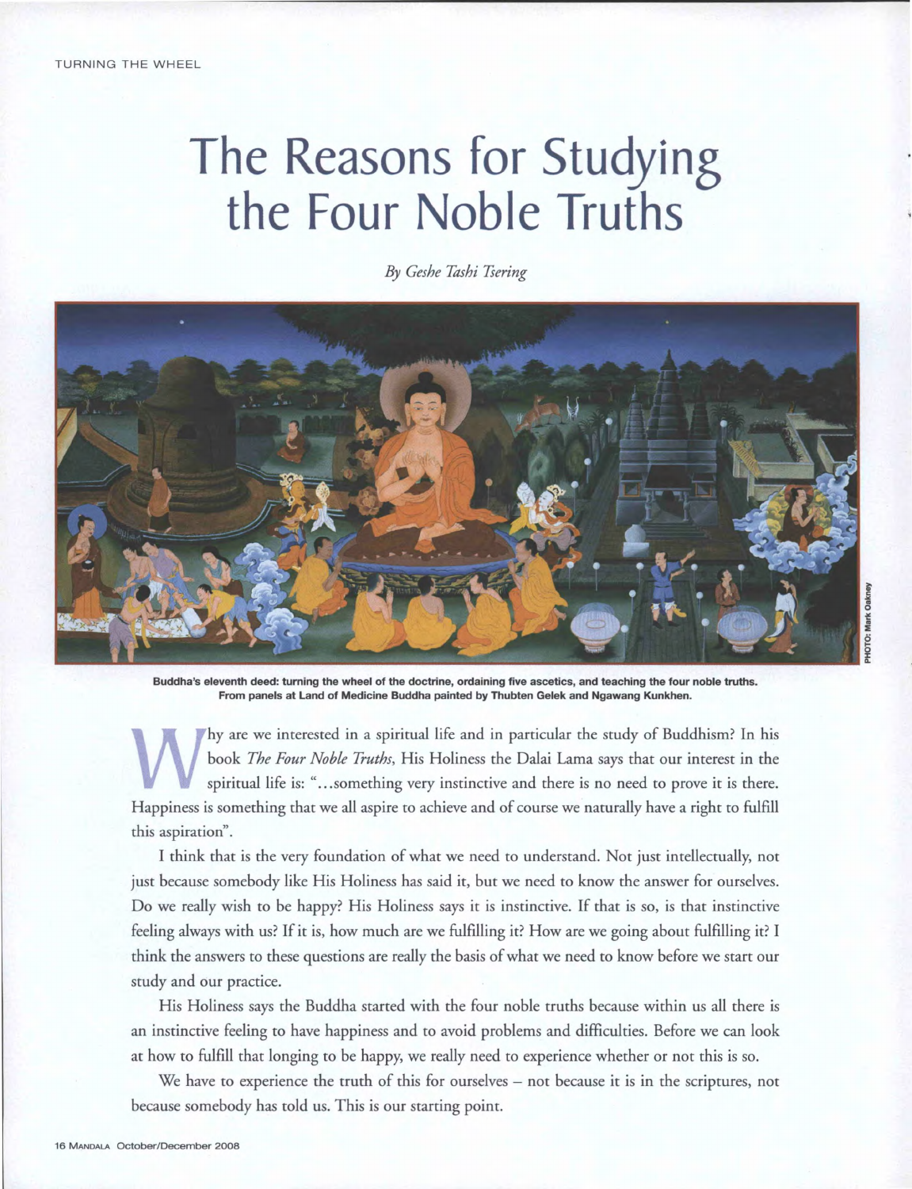# The Reasons for Studying the Four Noble Truths

*By Geshe Tashi Tsering*

**Buddha's eleventh deed: turning the wheel of the doctrine, ordaining five ascetics, and teaching the four noble truths. From panels at Land of Medicine Buddha painted by Thubten Gelek and Ngawang Kunkhen.**

PHOTO: Mark Oakney

Why are we interested in a spiritual life and in particular the study of Buddhism? In his book *The Four Noble Truths*, His Holiness the Dalai Lama says that our interest in the spiritual life is: "…something very instinctive and there is no need to prove it is there. Happiness is something that we all aspire to achieve and of course we naturally have a right to fulfill this aspiration".

I think that is the very foundation of what we need to understand. Not just intellectually, not just because somebody like His Holiness has said it, but we need to know the answer for ourselves. Do we really wish to be happy? His Holiness says it is instinctive. If that is so, is that instinctive feeling always with us? If it is, how much are we fulfilling it? How are we going about fulfilling it? I think the answers to these questions are really the basis of what we need to know before we start our study and our practice.

His Holiness says the Buddha started with the four noble truths because within us all there is an instinctive feeling to have happiness and to avoid problems and difficulties. Before we can look at how to fulfill that longing to be happy, we really need to experience whether or not this is so.

We have to experience the truth of this for ourselves – not because it is in the scriptures, not because somebody has told us. This is our starting point.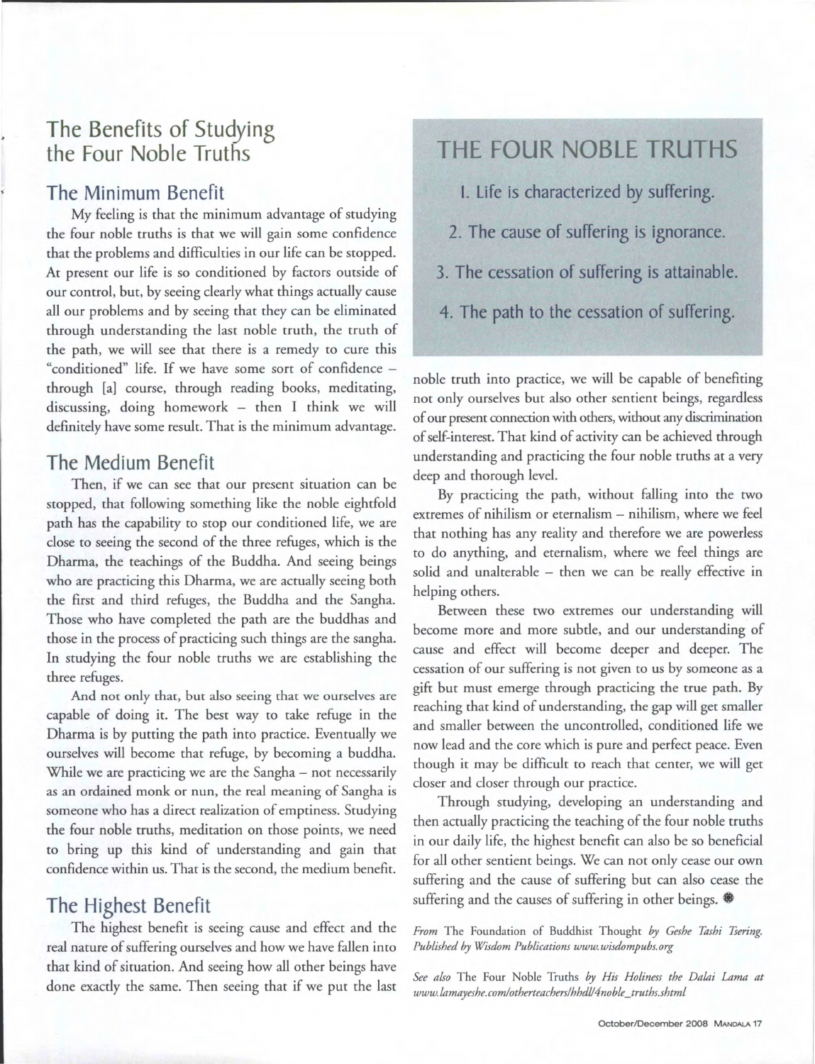## The Benefits of Studying the Four Noble Truths

### The Minimum Benefit

My feeling is that the minimum advantage of studying the four noble truths is that we will gain some confidence that the problems and difficulties in our life can be stopped. At present our life is so conditioned by factors outside of our control, but, by seeing clearly what things actually cause all our problems and by seeing that they can be eliminated through understanding the last noble truth, the truth of the path, we will see that there is a remedy to cure this "conditioned" life. If we have some sort of confidence – through [a] course, through reading books, meditating, discussing, doing homework – then I think we will definitely have some result. That is the minimum advantage.

### The Medium Benefit

Then, if we can see that our present situation can be stopped, that following something like the noble eightfold path has the capability to stop our conditioned life, we are close to seeing the second of the three refuges, which is the Dharma, the teachings of the Buddha. And seeing beings who are practicing this Dharma, we are actually seeing both the first and third refuges, the Buddha and the Sangha. Those who have completed the path are the buddhas and those in the process of practicing such things are the sangha. In studying the four noble truths we are establishing the three refuges.

And not only that, but also seeing that we ourselves are capable of doing it. The best way to take refuge in the Dharma is by putting the path into practice. Eventually we ourselves will become that refuge, by becoming a buddha. While we are practicing we are the Sangha – not necessarily as an ordained monk or nun, the real meaning of Sangha is someone who has a direct realization of emptiness. Studying the four noble truths, meditation on those points, we need to bring up this kind of understanding and gain that confidence within us. That is the second, the medium benefit.

### The Highest Benefit

The highest benefit is seeing cause and effect and the real nature of suffering ourselves and how we have fallen into that kind of situation. And seeing how all other beings have done exactly the same. Then seeing that if we put the last noble truth into practice, we will be capable of benefiting not only ourselves but also other sentient beings, regardless of our present connection with others, without any discrimination of self-interest. That kind of activity can be achieved through understanding and practicing the four noble truths at a very deep and thorough level.

By practicing the path, without falling into the two extremes of nihilism or eternalism – nihilism, where we feel that nothing has any reality and therefore we are powerless to do anything, and eternalism, where we feel things are solid and unalterable – then we can be really effective in helping others.

Between these two extremes our understanding will become more and more subtle, and our understanding of cause and effect will become deeper and deeper. The cessation of our suffering is not given to us by someone as a gift but must emerge through practicing the true path. By reaching that kind of understanding, the gap will get smaller and smaller between the uncontrolled, conditioned life we now lead and the core which is pure and perfect peace. Even though it may be difficult to reach that center, we will get closer and closer through our practice.

Through studying, developing an understanding and then actually practicing the teaching of the four noble truths in our daily life, the highest benefit can also be so beneficial for all other sentient beings. We can not only cease our own suffering and the cause of suffering but can also cease the suffering and the causes of suffering in other beings.

*From* The Foundation of Buddhist Thought *by Geshe Tashi Tsering. Published by Wisdom Publications www.wisdompubs.org*

*See also* The Four Noble Truths *by His Holiness the Dalai Lama at www.lamayeshe.com/otherteachers/hhdl/4noble_truths.shtml*

## THE FOUR NOBLE TRUTHS

1. Life is characterized by suffering.
2. The cause of suffering is ignorance.
3. The cessation of suffering is attainable.
4. The path to the cessation of suffering.